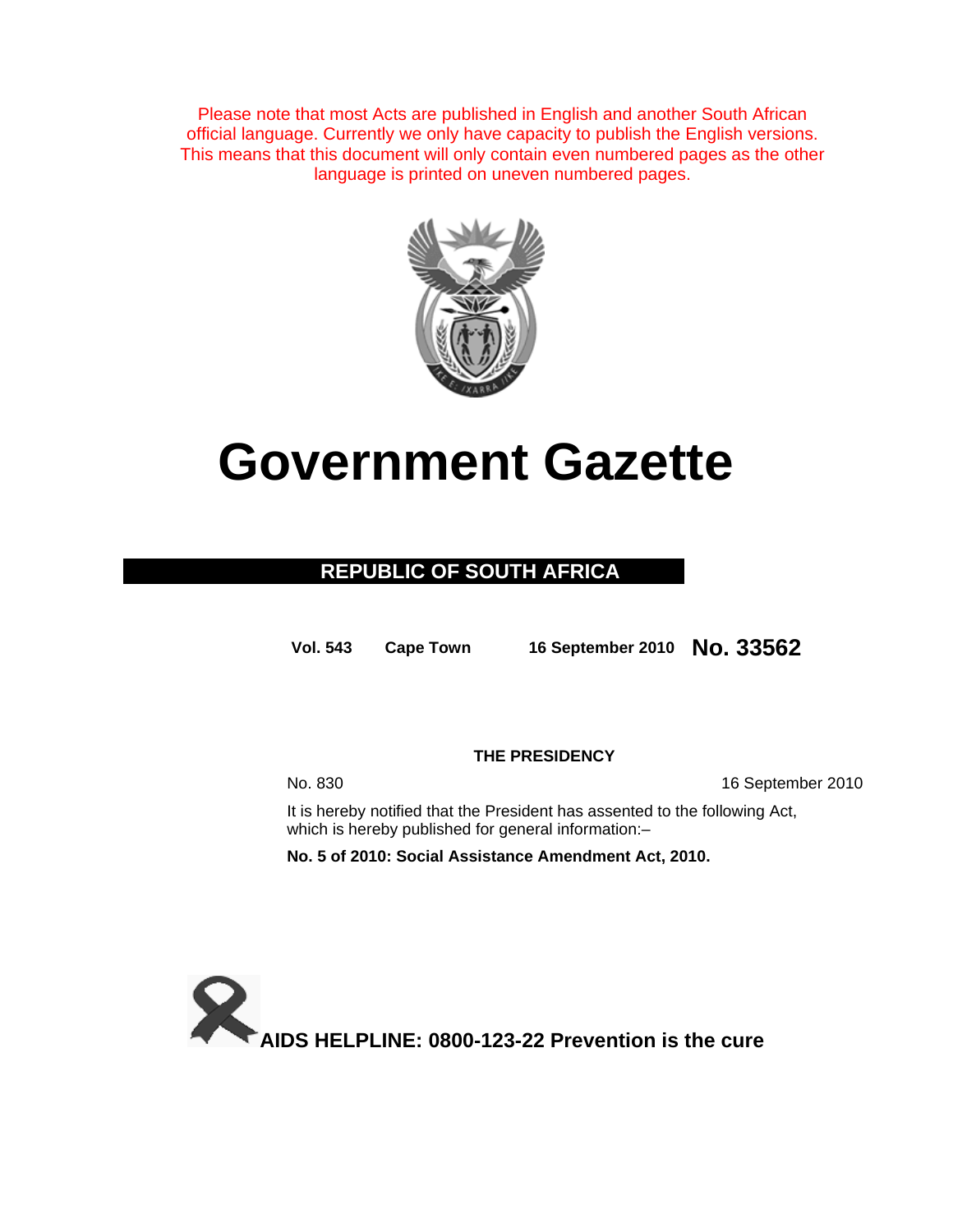Please note that most Acts are published in English and another South African official language. Currently we only have capacity to publish the English versions. This means that this document will only contain even numbered pages as the other language is printed on uneven numbered pages.

# Government Gazette

## REPUBLIC OF SOUTH AFRICA

**Vol. 543** **Cape Town** **16 September 2010** **No. 33562**

**THE PRESIDENCY**

No. 830 16 September 2010

It is hereby notified that the President has assented to the following Act, which is hereby published for general information:–

**No. 5 of 2010: Social Assistance Amendment Act, 2010.**

**AIDS HELPLINE: 0800-123-22 Prevention is the cure**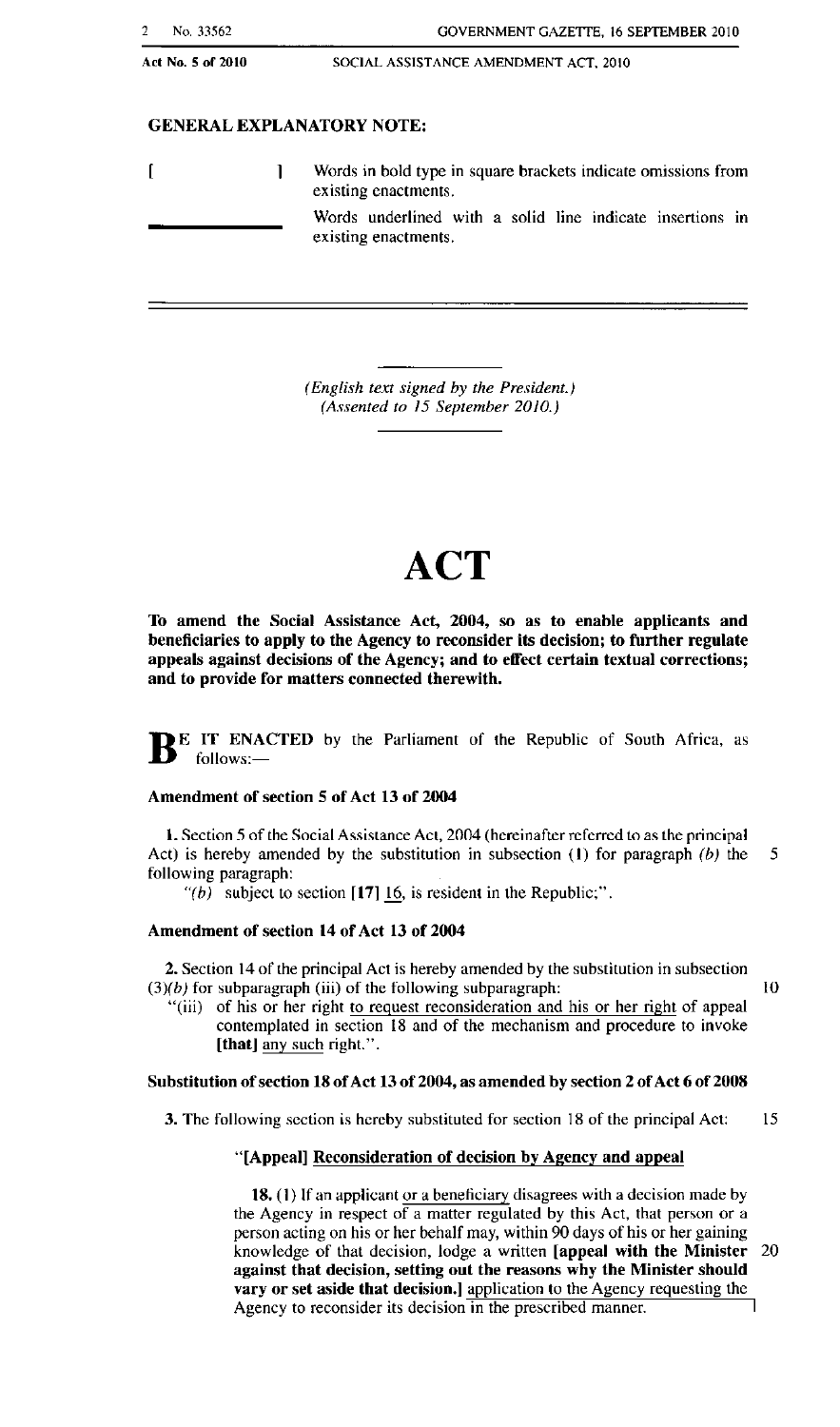**GENERAL EXPLANATORY NOTE:**

[ ] Words in bold type in square brackets indicate omissions from existing enactments.

\_\_\_\_\_ Words underlined with a solid line indicate insertions in existing enactments.

*(English text signed by the President.)*
*(Assented to 15 September 2010.)*

# ACT

**To amend the Social Assistance Act, 2004, so as to enable applicants and beneficiaries to apply to the Agency to reconsider its decision; to further regulate appeals against decisions of the Agency; and to effect certain textual corrections; and to provide for matters connected therewith.**

**BE IT ENACTED** by the Parliament of the Republic of South Africa, as follows:—

### Amendment of section 5 of Act 13 of 2004

**1.** Section 5 of the Social Assistance Act, 2004 (hereinafter referred to as the principal Act) is hereby amended by the substitution in subsection (1) for paragraph *(b)* the following paragraph:

"*(b)* subject to section **[17]** <u>16</u>, is resident in the Republic;".

### Amendment of section 14 of Act 13 of 2004

**2.** Section 14 of the principal Act is hereby amended by the substitution in subsection (3)*(b)* for subparagraph (iii) of the following subparagraph:

"(iii) of his or her right <u>to request reconsideration and his or her right</u> of appeal contemplated in section 18 and of the mechanism and procedure to invoke **[that]** <u>any such</u> right.".

### Substitution of section 18 of Act 13 of 2004, as amended by section 2 of Act 6 of 2008

**3.** The following section is hereby substituted for section 18 of the principal Act:

"**[Appeal]** <u>**Reconsideration of decision by Agency and appeal**</u>

**18.** (1) If an applicant <u>or a beneficiary</u> disagrees with a decision made by the Agency in respect of a matter regulated by this Act, that person or a person acting on his or her behalf may, within 90 days of his or her gaining knowledge of that decision, lodge a written **[appeal with the Minister against that decision, setting out the reasons why the Minister should vary or set aside that decision.]** <u>application to the Agency requesting the Agency to reconsider its decision in the prescribed manner.</u>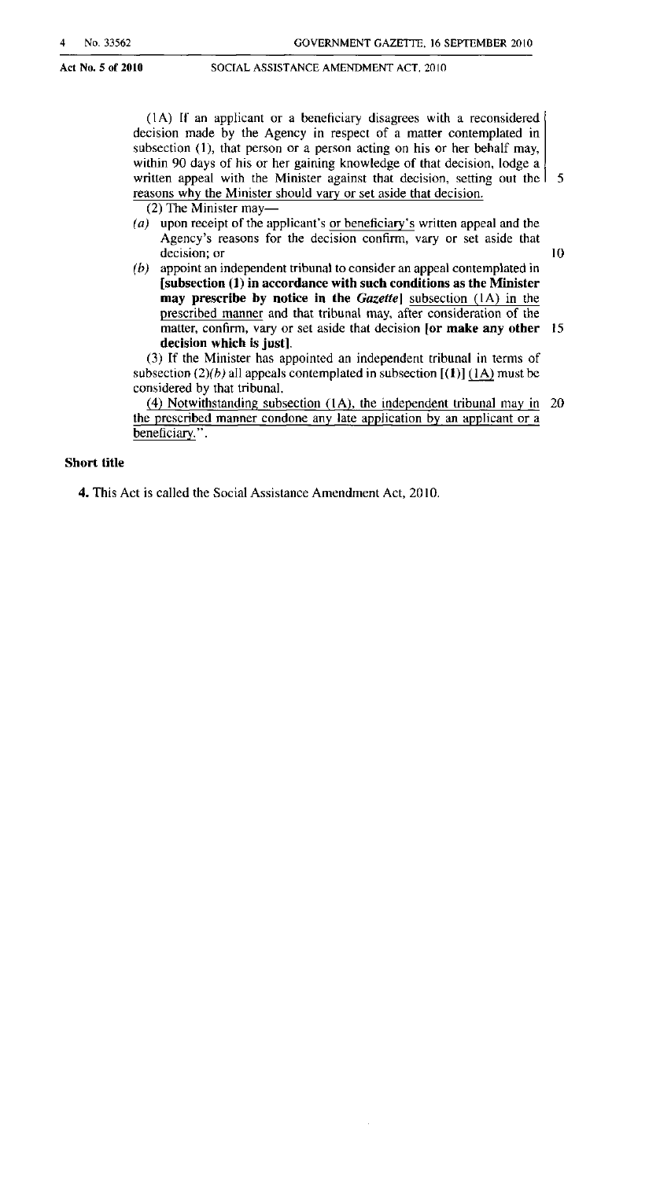(1A) If an applicant or a beneficiary disagrees with a reconsidered decision made by the Agency in respect of a matter contemplated in subsection (1), that person or a person acting on his or her behalf may, within 90 days of his or her gaining knowledge of that decision, lodge a written appeal with the Minister against that decision, setting out the reasons why the Minister should vary or set aside that decision.

(2) The Minister may—

*(a)* upon receipt of the applicant's or beneficiary's written appeal and the Agency's reasons for the decision confirm, vary or set aside that decision; or

*(b)* appoint an independent tribunal to consider an appeal contemplated in **[subsection (1) in accordance with such conditions as the Minister may prescribe by notice in the *Gazette*]** subsection (1A) in the prescribed manner and that tribunal may, after consideration of the matter, confirm, vary or set aside that decision **[or make any other decision which is just]**.

(3) If the Minister has appointed an independent tribunal in terms of subsection (2)*(b)* all appeals contemplated in subsection **[(1)]** (1A) must be considered by that tribunal.

(4) Notwithstanding subsection (1A), the independent tribunal may in the prescribed manner condone any late application by an applicant or a beneficiary.".

**Short title**

**4.** This Act is called the Social Assistance Amendment Act, 2010.